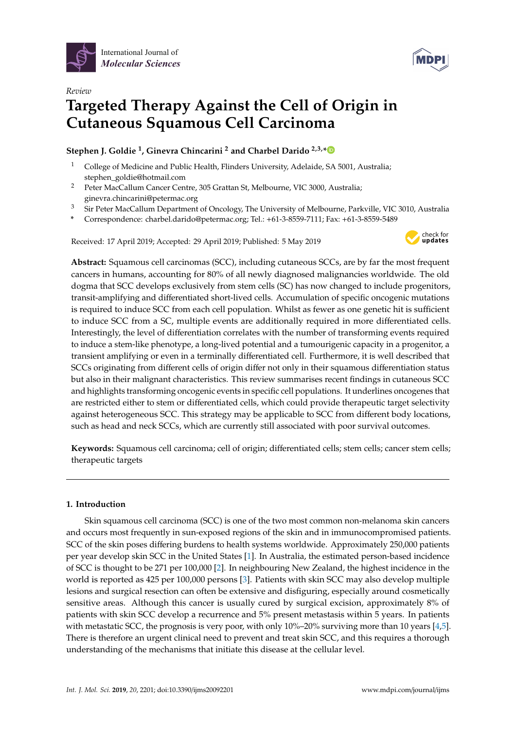International Journal of *Molecular Sciences*

*Review*

# Targeted Therapy Against the Cell of Origin in Cutaneous Squamous Cell Carcinoma

**Stephen J. Goldie [1], Ginevra Chincarini [2] and Charbel Darido [2,3,*]**

[1] College of Medicine and Public Health, Flinders University, Adelaide, SA 5001, Australia; stephen_goldie@hotmail.com

[2] Peter MacCallum Cancer Centre, 305 Grattan St, Melbourne, VIC 3000, Australia; ginevra.chincarini@petermac.org

[3] Sir Peter MacCallum Department of Oncology, The University of Melbourne, Parkville, VIC 3010, Australia

[*] Correspondence: charbel.darido@petermac.org; Tel.: +61-3-8559-7111; Fax: +61-3-8559-5489

Received: 17 April 2019; Accepted: 29 April 2019; Published: 5 May 2019

**Abstract:** Squamous cell carcinomas (SCC), including cutaneous SCCs, are by far the most frequent cancers in humans, accounting for 80% of all newly diagnosed malignancies worldwide. The old dogma that SCC develops exclusively from stem cells (SC) has now changed to include progenitors, transit-amplifying and differentiated short-lived cells. Accumulation of specific oncogenic mutations is required to induce SCC from each cell population. Whilst as fewer as one genetic hit is sufficient to induce SCC from a SC, multiple events are additionally required in more differentiated cells. Interestingly, the level of differentiation correlates with the number of transforming events required to induce a stem-like phenotype, a long-lived potential and a tumourigenic capacity in a progenitor, a transient amplifying or even in a terminally differentiated cell. Furthermore, it is well described that SCCs originating from different cells of origin differ not only in their squamous differentiation status but also in their malignant characteristics. This review summarises recent findings in cutaneous SCC and highlights transforming oncogenic events in specific cell populations. It underlines oncogenes that are restricted either to stem or differentiated cells, which could provide therapeutic target selectivity against heterogeneous SCC. This strategy may be applicable to SCC from different body locations, such as head and neck SCCs, which are currently still associated with poor survival outcomes.

**Keywords:** Squamous cell carcinoma; cell of origin; differentiated cells; stem cells; cancer stem cells; therapeutic targets

## 1. Introduction

Skin squamous cell carcinoma (SCC) is one of the two most common non-melanoma skin cancers and occurs most frequently in sun-exposed regions of the skin and in immunocompromised patients. SCC of the skin poses differing burdens to health systems worldwide. Approximately 250,000 patients per year develop skin SCC in the United States [1]. In Australia, the estimated person-based incidence of SCC is thought to be 271 per 100,000 [2]. In neighbouring New Zealand, the highest incidence in the world is reported as 425 per 100,000 persons [3]. Patients with skin SCC may also develop multiple lesions and surgical resection can often be extensive and disfiguring, especially around cosmetically sensitive areas. Although this cancer is usually cured by surgical excision, approximately 8% of patients with skin SCC develop a recurrence and 5% present metastasis within 5 years. In patients with metastatic SCC, the prognosis is very poor, with only 10%–20% surviving more than 10 years [4,5]. There is therefore an urgent clinical need to prevent and treat skin SCC, and this requires a thorough understanding of the mechanisms that initiate this disease at the cellular level.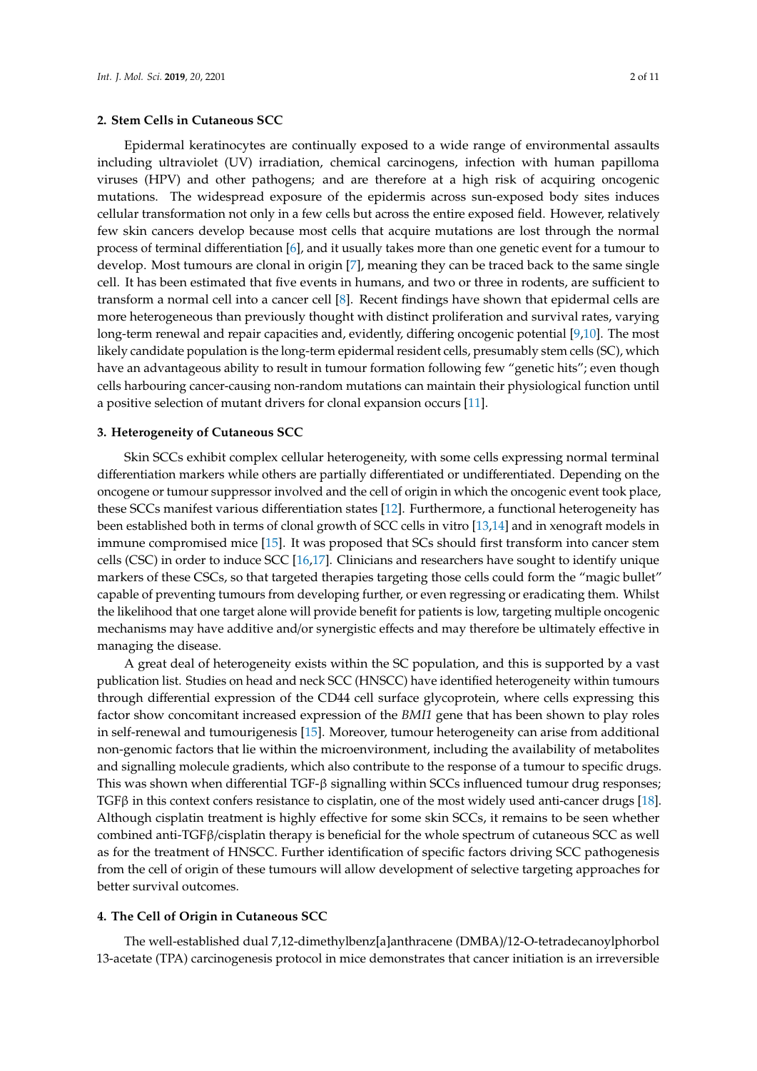## 2. Stem Cells in Cutaneous SCC

Epidermal keratinocytes are continually exposed to a wide range of environmental assaults including ultraviolet (UV) irradiation, chemical carcinogens, infection with human papilloma viruses (HPV) and other pathogens; and are therefore at a high risk of acquiring oncogenic mutations. The widespread exposure of the epidermis across sun-exposed body sites induces cellular transformation not only in a few cells but across the entire exposed field. However, relatively few skin cancers develop because most cells that acquire mutations are lost through the normal process of terminal differentiation [6], and it usually takes more than one genetic event for a tumour to develop. Most tumours are clonal in origin [7], meaning they can be traced back to the same single cell. It has been estimated that five events in humans, and two or three in rodents, are sufficient to transform a normal cell into a cancer cell [8]. Recent findings have shown that epidermal cells are more heterogeneous than previously thought with distinct proliferation and survival rates, varying long-term renewal and repair capacities and, evidently, differing oncogenic potential [9,10]. The most likely candidate population is the long-term epidermal resident cells, presumably stem cells (SC), which have an advantageous ability to result in tumour formation following few "genetic hits"; even though cells harbouring cancer-causing non-random mutations can maintain their physiological function until a positive selection of mutant drivers for clonal expansion occurs [11].

## 3. Heterogeneity of Cutaneous SCC

Skin SCCs exhibit complex cellular heterogeneity, with some cells expressing normal terminal differentiation markers while others are partially differentiated or undifferentiated. Depending on the oncogene or tumour suppressor involved and the cell of origin in which the oncogenic event took place, these SCCs manifest various differentiation states [12]. Furthermore, a functional heterogeneity has been established both in terms of clonal growth of SCC cells in vitro [13,14] and in xenograft models in immune compromised mice [15]. It was proposed that SCs should first transform into cancer stem cells (CSC) in order to induce SCC [16,17]. Clinicians and researchers have sought to identify unique markers of these CSCs, so that targeted therapies targeting those cells could form the "magic bullet" capable of preventing tumours from developing further, or even regressing or eradicating them. Whilst the likelihood that one target alone will provide benefit for patients is low, targeting multiple oncogenic mechanisms may have additive and/or synergistic effects and may therefore be ultimately effective in managing the disease.

A great deal of heterogeneity exists within the SC population, and this is supported by a vast publication list. Studies on head and neck SCC (HNSCC) have identified heterogeneity within tumours through differential expression of the CD44 cell surface glycoprotein, where cells expressing this factor show concomitant increased expression of the *BMI1* gene that has been shown to play roles in self-renewal and tumourigenesis [15]. Moreover, tumour heterogeneity can arise from additional non-genomic factors that lie within the microenvironment, including the availability of metabolites and signalling molecule gradients, which also contribute to the response of a tumour to specific drugs. This was shown when differential TGF-β signalling within SCCs influenced tumour drug responses; TGFβ in this context confers resistance to cisplatin, one of the most widely used anti-cancer drugs [18]. Although cisplatin treatment is highly effective for some skin SCCs, it remains to be seen whether combined anti-TGFβ/cisplatin therapy is beneficial for the whole spectrum of cutaneous SCC as well as for the treatment of HNSCC. Further identification of specific factors driving SCC pathogenesis from the cell of origin of these tumours will allow development of selective targeting approaches for better survival outcomes.

## 4. The Cell of Origin in Cutaneous SCC

The well-established dual 7,12-dimethylbenz[a]anthracene (DMBA)/12-O-tetradecanoylphorbol 13-acetate (TPA) carcinogenesis protocol in mice demonstrates that cancer initiation is an irreversible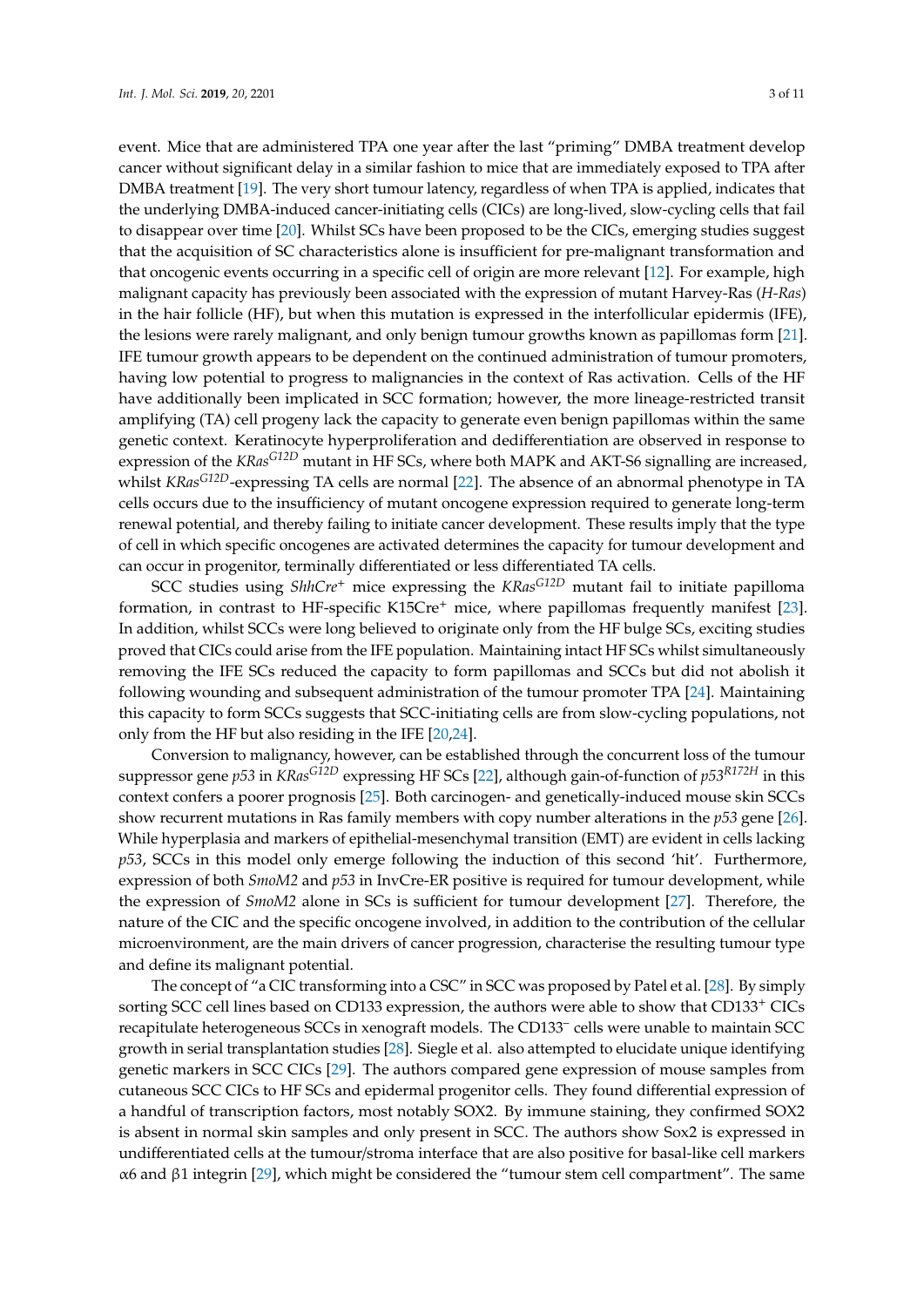event. Mice that are administered TPA one year after the last "priming" DMBA treatment develop cancer without significant delay in a similar fashion to mice that are immediately exposed to TPA after DMBA treatment [19]. The very short tumour latency, regardless of when TPA is applied, indicates that the underlying DMBA-induced cancer-initiating cells (CICs) are long-lived, slow-cycling cells that fail to disappear over time [20]. Whilst SCs have been proposed to be the CICs, emerging studies suggest that the acquisition of SC characteristics alone is insufficient for pre-malignant transformation and that oncogenic events occurring in a specific cell of origin are more relevant [12]. For example, high malignant capacity has previously been associated with the expression of mutant Harvey-Ras (*H-Ras*) in the hair follicle (HF), but when this mutation is expressed in the interfollicular epidermis (IFE), the lesions were rarely malignant, and only benign tumour growths known as papillomas form [21]. IFE tumour growth appears to be dependent on the continued administration of tumour promoters, having low potential to progress to malignancies in the context of Ras activation. Cells of the HF have additionally been implicated in SCC formation; however, the more lineage-restricted transit amplifying (TA) cell progeny lack the capacity to generate even benign papillomas within the same genetic context. Keratinocyte hyperproliferation and dedifferentiation are observed in response to expression of the $KRas^{G12D}$ mutant in HF SCs, where both MAPK and AKT-S6 signalling are increased, whilst $KRas^{G12D}$-expressing TA cells are normal [22]. The absence of an abnormal phenotype in TA cells occurs due to the insufficiency of mutant oncogene expression required to generate long-term renewal potential, and thereby failing to initiate cancer development. These results imply that the type of cell in which specific oncogenes are activated determines the capacity for tumour development and can occur in progenitor, terminally differentiated or less differentiated TA cells.

SCC studies using $ShhCre^{+}$ mice expressing the $KRas^{G12D}$ mutant fail to initiate papilloma formation, in contrast to HF-specific $K15Cre^{+}$ mice, where papillomas frequently manifest [23]. In addition, whilst SCCs were long believed to originate only from the HF bulge SCs, exciting studies proved that CICs could arise from the IFE population. Maintaining intact HF SCs whilst simultaneously removing the IFE SCs reduced the capacity to form papillomas and SCCs but did not abolish it following wounding and subsequent administration of the tumour promoter TPA [24]. Maintaining this capacity to form SCCs suggests that SCC-initiating cells are from slow-cycling populations, not only from the HF but also residing in the IFE [20,24].

Conversion to malignancy, however, can be established through the concurrent loss of the tumour suppressor gene *p53* in $KRas^{G12D}$ expressing HF SCs [22], although gain-of-function of $p53^{R172H}$ in this context confers a poorer prognosis [25]. Both carcinogen- and genetically-induced mouse skin SCCs show recurrent mutations in Ras family members with copy number alterations in the *p53* gene [26]. While hyperplasia and markers of epithelial-mesenchymal transition (EMT) are evident in cells lacking *p53*, SCCs in this model only emerge following the induction of this second 'hit'. Furthermore, expression of both *SmoM2* and *p53* in InvCre-ER positive is required for tumour development, while the expression of *SmoM2* alone in SCs is sufficient for tumour development [27]. Therefore, the nature of the CIC and the specific oncogene involved, in addition to the contribution of the cellular microenvironment, are the main drivers of cancer progression, characterise the resulting tumour type and define its malignant potential.

The concept of "a CIC transforming into a CSC" in SCC was proposed by Patel et al. [28]. By simply sorting SCC cell lines based on CD133 expression, the authors were able to show that $CD133^{+}$ CICs recapitulate heterogeneous SCCs in xenograft models. The $CD133^{-}$ cells were unable to maintain SCC growth in serial transplantation studies [28]. Siegle et al. also attempted to elucidate unique identifying genetic markers in SCC CICs [29]. The authors compared gene expression of mouse samples from cutaneous SCC CICs to HF SCs and epidermal progenitor cells. They found differential expression of a handful of transcription factors, most notably SOX2. By immune staining, they confirmed SOX2 is absent in normal skin samples and only present in SCC. The authors show Sox2 is expressed in undifferentiated cells at the tumour/stroma interface that are also positive for basal-like cell markers $\alpha6$ and $\beta1$ integrin [29], which might be considered the "tumour stem cell compartment". The same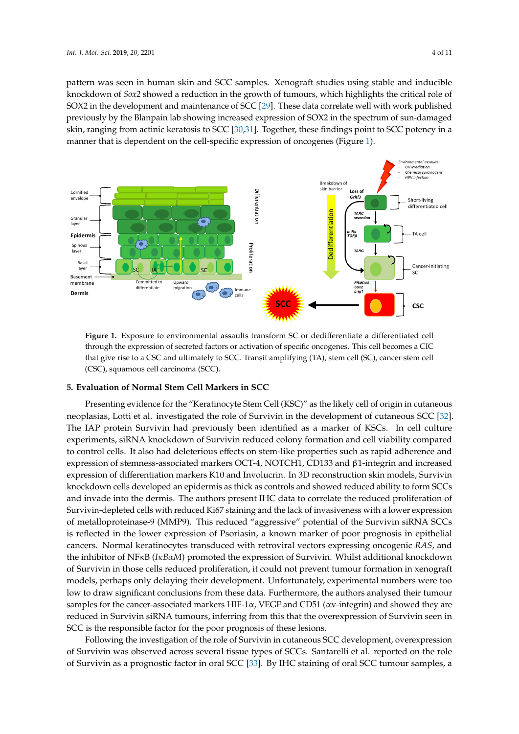pattern was seen in human skin and SCC samples. Xenograft studies using stable and inducible knockdown of *Sox2* showed a reduction in the growth of tumours, which highlights the critical role of SOX2 in the development and maintenance of SCC [29]. These data correlate well with work published previously by the Blanpain lab showing increased expression of SOX2 in the spectrum of sun-damaged skin, ranging from actinic keratosis to SCC [30,31]. Together, these findings point to SCC potency in a manner that is dependent on the cell-specific expression of oncogenes (Figure 1).

**Figure 1.** Exposure to environmental assaults transform SC or dedifferentiate a differentiated cell through the expression of secreted factors or activation of specific oncogenes. This cell becomes a CIC that give rise to a CSC and ultimately to SCC. Transit amplifying (TA), stem cell (SC), cancer stem cell (CSC), squamous cell carcinoma (SCC).

## 5. Evaluation of Normal Stem Cell Markers in SCC

Presenting evidence for the "Keratinocyte Stem Cell (KSC)" as the likely cell of origin in cutaneous neoplasias, Lotti et al. investigated the role of Survivin in the development of cutaneous SCC [32]. The IAP protein Survivin had previously been identified as a marker of KSCs. In cell culture experiments, siRNA knockdown of Survivin reduced colony formation and cell viability compared to control cells. It also had deleterious effects on stem-like properties such as rapid adherence and expression of stemness-associated markers OCT-4, NOTCH1, CD133 and β1-integrin and increased expression of differentiation markers K10 and Involucrin. In 3D reconstruction skin models, Survivin knockdown cells developed an epidermis as thick as controls and showed reduced ability to form SCCs and invade into the dermis. The authors present IHC data to correlate the reduced proliferation of Survivin-depleted cells with reduced Ki67 staining and the lack of invasiveness with a lower expression of metalloproteinase-9 (MMP9). This reduced "aggressive" potential of the Survivin siRNA SCCs is reflected in the lower expression of Psoriasin, a known marker of poor prognosis in epithelial cancers. Normal keratinocytes transduced with retroviral vectors expressing oncogenic *RAS*, and the inhibitor of NFκB (*IκBαM*) promoted the expression of Survivin. Whilst additional knockdown of Survivin in those cells reduced proliferation, it could not prevent tumour formation in xenograft models, perhaps only delaying their development. Unfortunately, experimental numbers were too low to draw significant conclusions from these data. Furthermore, the authors analysed their tumour samples for the cancer-associated markers HIF-1α, VEGF and CD51 (αv-integrin) and showed they are reduced in Survivin siRNA tumours, inferring from this that the overexpression of Survivin seen in SCC is the responsible factor for the poor prognosis of these lesions.

Following the investigation of the role of Survivin in cutaneous SCC development, overexpression of Survivin was observed across several tissue types of SCCs. Santarelli et al. reported on the role of Survivin as a prognostic factor in oral SCC [33]. By IHC staining of oral SCC tumour samples, a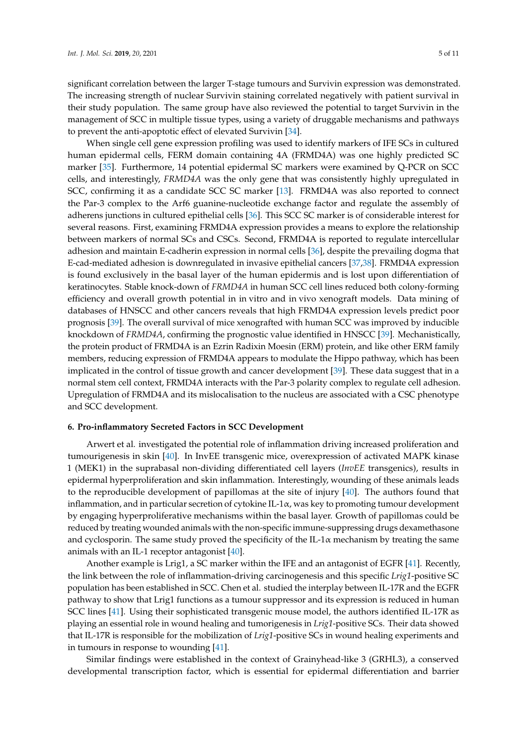significant correlation between the larger T-stage tumours and Survivin expression was demonstrated. The increasing strength of nuclear Survivin staining correlated negatively with patient survival in their study population. The same group have also reviewed the potential to target Survivin in the management of SCC in multiple tissue types, using a variety of druggable mechanisms and pathways to prevent the anti-apoptotic effect of elevated Survivin [34].

When single cell gene expression profiling was used to identify markers of IFE SCs in cultured human epidermal cells, FERM domain containing 4A (FRMD4A) was one highly predicted SC marker [35]. Furthermore, 14 potential epidermal SC markers were examined by Q-PCR on SCC cells, and interestingly, *FRMD4A* was the only gene that was consistently highly upregulated in SCC, confirming it as a candidate SCC SC marker [13]. FRMD4A was also reported to connect the Par-3 complex to the Arf6 guanine-nucleotide exchange factor and regulate the assembly of adherens junctions in cultured epithelial cells [36]. This SCC SC marker is of considerable interest for several reasons. First, examining FRMD4A expression provides a means to explore the relationship between markers of normal SCs and CSCs. Second, FRMD4A is reported to regulate intercellular adhesion and maintain E-cadherin expression in normal cells [36], despite the prevailing dogma that E-cad-mediated adhesion is downregulated in invasive epithelial cancers [37,38]. FRMD4A expression is found exclusively in the basal layer of the human epidermis and is lost upon differentiation of keratinocytes. Stable knock-down of *FRMD4A* in human SCC cell lines reduced both colony-forming efficiency and overall growth potential in in vitro and in vivo xenograft models. Data mining of databases of HNSCC and other cancers reveals that high FRMD4A expression levels predict poor prognosis [39]. The overall survival of mice xenografted with human SCC was improved by inducible knockdown of *FRMD4A*, confirming the prognostic value identified in HNSCC [39]. Mechanistically, the protein product of FRMD4A is an Ezrin Radixin Moesin (ERM) protein, and like other ERM family members, reducing expression of FRMD4A appears to modulate the Hippo pathway, which has been implicated in the control of tissue growth and cancer development [39]. These data suggest that in a normal stem cell context, FRMD4A interacts with the Par-3 polarity complex to regulate cell adhesion. Upregulation of FRMD4A and its mislocalisation to the nucleus are associated with a CSC phenotype and SCC development.

## 6. Pro-inflammatory Secreted Factors in SCC Development

Arwert et al. investigated the potential role of inflammation driving increased proliferation and tumourigenesis in skin [40]. In InvEE transgenic mice, overexpression of activated MAPK kinase 1 (MEK1) in the suprabasal non-dividing differentiated cell layers (*InvEE* transgenics), results in epidermal hyperproliferation and skin inflammation. Interestingly, wounding of these animals leads to the reproducible development of papillomas at the site of injury [40]. The authors found that inflammation, and in particular secretion of cytokine IL-1$\alpha$, was key to promoting tumour development by engaging hyperproliferative mechanisms within the basal layer. Growth of papillomas could be reduced by treating wounded animals with the non-specific immune-suppressing drugs dexamethasone and cyclosporin. The same study proved the specificity of the IL-1$\alpha$ mechanism by treating the same animals with an IL-1 receptor antagonist [40].

Another example is Lrig1, a SC marker within the IFE and an antagonist of EGFR [41]. Recently, the link between the role of inflammation-driving carcinogenesis and this specific *Lrig1*-positive SC population has been established in SCC. Chen et al. studied the interplay between IL-17R and the EGFR pathway to show that Lrig1 functions as a tumour suppressor and its expression is reduced in human SCC lines [41]. Using their sophisticated transgenic mouse model, the authors identified IL-17R as playing an essential role in wound healing and tumorigenesis in *Lrig1*-positive SCs. Their data showed that IL-17R is responsible for the mobilization of *Lrig1*-positive SCs in wound healing experiments and in tumours in response to wounding [41].

Similar findings were established in the context of Grainyhead-like 3 (GRHL3), a conserved developmental transcription factor, which is essential for epidermal differentiation and barrier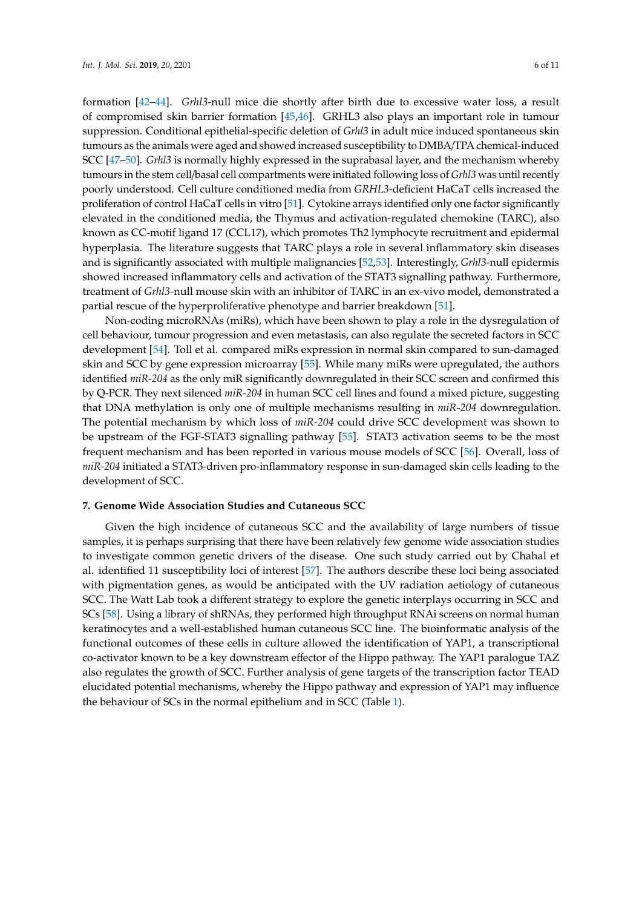formation [42–44]. *Grhl3*-null mice die shortly after birth due to excessive water loss, a result of compromised skin barrier formation [45,46]. GRHL3 also plays an important role in tumour suppression. Conditional epithelial-specific deletion of *Grhl3* in adult mice induced spontaneous skin tumours as the animals were aged and showed increased susceptibility to DMBA/TPA chemical-induced SCC [47–50]. *Grhl3* is normally highly expressed in the suprabasal layer, and the mechanism whereby tumours in the stem cell/basal cell compartments were initiated following loss of *Grhl3* was until recently poorly understood. Cell culture conditioned media from *GRHL3*-deficient HaCaT cells increased the proliferation of control HaCaT cells in vitro [51]. Cytokine arrays identified only one factor significantly elevated in the conditioned media, the Thymus and activation-regulated chemokine (TARC), also known as CC-motif ligand 17 (CCL17), which promotes Th2 lymphocyte recruitment and epidermal hyperplasia. The literature suggests that TARC plays a role in several inflammatory skin diseases and is significantly associated with multiple malignancies [52,53]. Interestingly, *Grhl3*-null epidermis showed increased inflammatory cells and activation of the STAT3 signalling pathway. Furthermore, treatment of *Grhl3*-null mouse skin with an inhibitor of TARC in an ex-vivo model, demonstrated a partial rescue of the hyperproliferative phenotype and barrier breakdown [51].

Non-coding microRNAs (miRs), which have been shown to play a role in the dysregulation of cell behaviour, tumour progression and even metastasis, can also regulate the secreted factors in SCC development [54]. Toll et al. compared miRs expression in normal skin compared to sun-damaged skin and SCC by gene expression microarray [55]. While many miRs were upregulated, the authors identified *miR-204* as the only miR significantly downregulated in their SCC screen and confirmed this by Q-PCR. They next silenced *miR-204* in human SCC cell lines and found a mixed picture, suggesting that DNA methylation is only one of multiple mechanisms resulting in *miR-204* downregulation. The potential mechanism by which loss of *miR-204* could drive SCC development was shown to be upstream of the FGF-STAT3 signalling pathway [55]. STAT3 activation seems to be the most frequent mechanism and has been reported in various mouse models of SCC [56]. Overall, loss of *miR-204* initiated a STAT3-driven pro-inflammatory response in sun-damaged skin cells leading to the development of SCC.

## 7. Genome Wide Association Studies and Cutaneous SCC

Given the high incidence of cutaneous SCC and the availability of large numbers of tissue samples, it is perhaps surprising that there have been relatively few genome wide association studies to investigate common genetic drivers of the disease. One such study carried out by Chahal et al. identified 11 susceptibility loci of interest [57]. The authors describe these loci being associated with pigmentation genes, as would be anticipated with the UV radiation aetiology of cutaneous SCC. The Watt Lab took a different strategy to explore the genetic interplays occurring in SCC and SCs [58]. Using a library of shRNAs, they performed high throughput RNAi screens on normal human keratinocytes and a well-established human cutaneous SCC line. The bioinformatic analysis of the functional outcomes of these cells in culture allowed the identification of YAP1, a transcriptional co-activator known to be a key downstream effector of the Hippo pathway. The YAP1 paralogue TAZ also regulates the growth of SCC. Further analysis of gene targets of the transcription factor TEAD elucidated potential mechanisms, whereby the Hippo pathway and expression of YAP1 may influence the behaviour of SCs in the normal epithelium and in SCC (Table 1).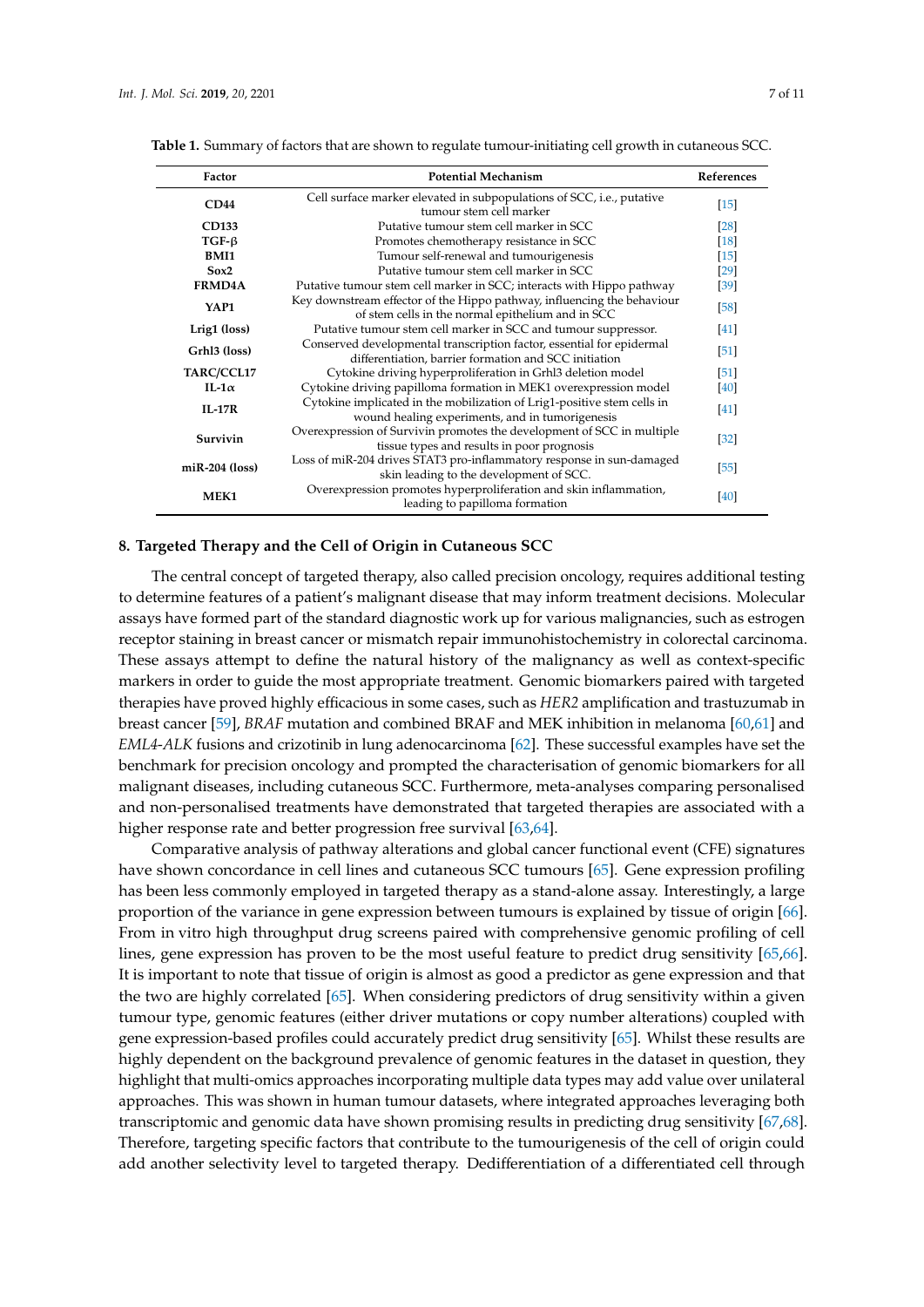**Table 1.** Summary of factors that are shown to regulate tumour-initiating cell growth in cutaneous SCC.

| Factor | Potential Mechanism | References |
|---|---|---|
| **CD44** | Cell surface marker elevated in subpopulations of SCC, i.e., putative tumour stem cell marker | [15] |
| **CD133** | Putative tumour stem cell marker in SCC | [28] |
| **TGF-β** | Promotes chemotherapy resistance in SCC | [18] |
| **BMI1** | Tumour self-renewal and tumourigenesis | [15] |
| **Sox2** | Putative tumour stem cell marker in SCC | [29] |
| **FRMD4A** | Putative tumour stem cell marker in SCC; interacts with Hippo pathway | [39] |
| **YAP1** | Key downstream effector of the Hippo pathway, influencing the behaviour of stem cells in the normal epithelium and in SCC | [58] |
| **Lrig1 (loss)** | Putative tumour stem cell marker in SCC and tumour suppressor. | [41] |
| **Grhl3 (loss)** | Conserved developmental transcription factor, essential for epidermal differentiation, barrier formation and SCC initiation | [51] |
| **TARC/CCL17** | Cytokine driving hyperproliferation in Grhl3 deletion model | [51] |
| **IL-1α** | Cytokine driving papilloma formation in MEK1 overexpression model | [40] |
| **IL-17R** | Cytokine implicated in the mobilization of Lrig1-positive stem cells in wound healing experiments, and in tumorigenesis | [41] |
| **Survivin** | Overexpression of Survivin promotes the development of SCC in multiple tissue types and results in poor prognosis | [32] |
| **miR-204 (loss)** | Loss of miR-204 drives STAT3 pro-inflammatory response in sun-damaged skin leading to the development of SCC. | [55] |
| **MEK1** | Overexpression promotes hyperproliferation and skin inflammation, leading to papilloma formation | [40] |

## 8. Targeted Therapy and the Cell of Origin in Cutaneous SCC

The central concept of targeted therapy, also called precision oncology, requires additional testing to determine features of a patient's malignant disease that may inform treatment decisions. Molecular assays have formed part of the standard diagnostic work up for various malignancies, such as estrogen receptor staining in breast cancer or mismatch repair immunohistochemistry in colorectal carcinoma. These assays attempt to define the natural history of the malignancy as well as context-specific markers in order to guide the most appropriate treatment. Genomic biomarkers paired with targeted therapies have proved highly efficacious in some cases, such as *HER2* amplification and trastuzumab in breast cancer [59], *BRAF* mutation and combined BRAF and MEK inhibition in melanoma [60,61] and *EML4-ALK* fusions and crizotinib in lung adenocarcinoma [62]. These successful examples have set the benchmark for precision oncology and prompted the characterisation of genomic biomarkers for all malignant diseases, including cutaneous SCC. Furthermore, meta-analyses comparing personalised and non-personalised treatments have demonstrated that targeted therapies are associated with a higher response rate and better progression free survival [63,64].

Comparative analysis of pathway alterations and global cancer functional event (CFE) signatures have shown concordance in cell lines and cutaneous SCC tumours [65]. Gene expression profiling has been less commonly employed in targeted therapy as a stand-alone assay. Interestingly, a large proportion of the variance in gene expression between tumours is explained by tissue of origin [66]. From in vitro high throughput drug screens paired with comprehensive genomic profiling of cell lines, gene expression has proven to be the most useful feature to predict drug sensitivity [65,66]. It is important to note that tissue of origin is almost as good a predictor as gene expression and that the two are highly correlated [65]. When considering predictors of drug sensitivity within a given tumour type, genomic features (either driver mutations or copy number alterations) coupled with gene expression-based profiles could accurately predict drug sensitivity [65]. Whilst these results are highly dependent on the background prevalence of genomic features in the dataset in question, they highlight that multi-omics approaches incorporating multiple data types may add value over unilateral approaches. This was shown in human tumour datasets, where integrated approaches leveraging both transcriptomic and genomic data have shown promising results in predicting drug sensitivity [67,68]. Therefore, targeting specific factors that contribute to the tumourigenesis of the cell of origin could add another selectivity level to targeted therapy. Dedifferentiation of a differentiated cell through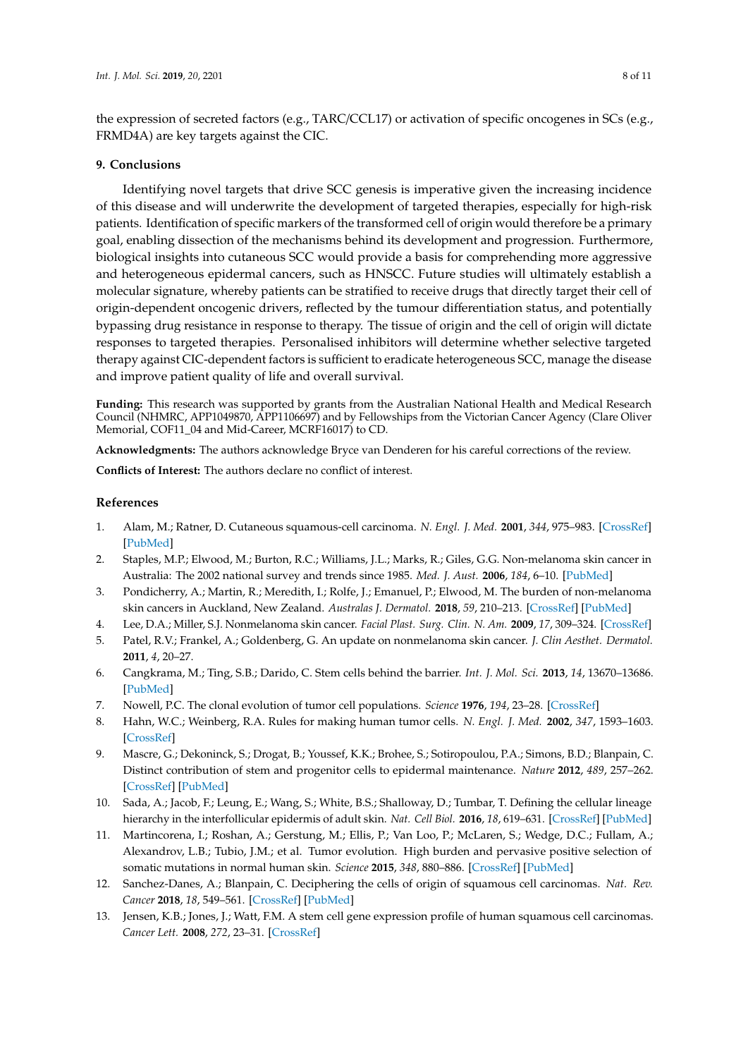the expression of secreted factors (e.g., TARC/CCL17) or activation of specific oncogenes in SCs (e.g., FRMD4A) are key targets against the CIC.

## 9. Conclusions

Identifying novel targets that drive SCC genesis is imperative given the increasing incidence of this disease and will underwrite the development of targeted therapies, especially for high-risk patients. Identification of specific markers of the transformed cell of origin would therefore be a primary goal, enabling dissection of the mechanisms behind its development and progression. Furthermore, biological insights into cutaneous SCC would provide a basis for comprehending more aggressive and heterogeneous epidermal cancers, such as HNSCC. Future studies will ultimately establish a molecular signature, whereby patients can be stratified to receive drugs that directly target their cell of origin-dependent oncogenic drivers, reflected by the tumour differentiation status, and potentially bypassing drug resistance in response to therapy. The tissue of origin and the cell of origin will dictate responses to targeted therapies. Personalised inhibitors will determine whether selective targeted therapy against CIC-dependent factors is sufficient to eradicate heterogeneous SCC, manage the disease and improve patient quality of life and overall survival.

**Funding:** This research was supported by grants from the Australian National Health and Medical Research Council (NHMRC, APP1049870, APP1106697) and by Fellowships from the Victorian Cancer Agency (Clare Oliver Memorial, COF11_04 and Mid-Career, MCRF16017) to CD.

**Acknowledgments:** The authors acknowledge Bryce van Denderen for his careful corrections of the review.

**Conflicts of Interest:** The authors declare no conflict of interest.

## References

1. Alam, M.; Ratner, D. Cutaneous squamous-cell carcinoma. *N. Engl. J. Med.* **2001**, *344*, 975–983. [CrossRef] [PubMed]
2. Staples, M.P.; Elwood, M.; Burton, R.C.; Williams, J.L.; Marks, R.; Giles, G.G. Non-melanoma skin cancer in Australia: The 2002 national survey and trends since 1985. *Med. J. Aust.* **2006**, *184*, 6–10. [PubMed]
3. Pondicherry, A.; Martin, R.; Meredith, I.; Rolfe, J.; Emanuel, P.; Elwood, M. The burden of non-melanoma skin cancers in Auckland, New Zealand. *Australas J. Dermatol.* **2018**, *59*, 210–213. [CrossRef] [PubMed]
4. Lee, D.A.; Miller, S.J. Nonmelanoma skin cancer. *Facial Plast. Surg. Clin. N. Am.* **2009**, *17*, 309–324. [CrossRef]
5. Patel, R.V.; Frankel, A.; Goldenberg, G. An update on nonmelanoma skin cancer. *J. Clin Aesthet. Dermatol.* **2011**, *4*, 20–27.
6. Cangkrama, M.; Ting, S.B.; Darido, C. Stem cells behind the barrier. *Int. J. Mol. Sci.* **2013**, *14*, 13670–13686. [PubMed]
7. Nowell, P.C. The clonal evolution of tumor cell populations. *Science* **1976**, *194*, 23–28. [CrossRef]
8. Hahn, W.C.; Weinberg, R.A. Rules for making human tumor cells. *N. Engl. J. Med.* **2002**, *347*, 1593–1603. [CrossRef]
9. Mascre, G.; Dekoninck, S.; Drogat, B.; Youssef, K.K.; Brohee, S.; Sotiropoulou, P.A.; Simons, B.D.; Blanpain, C. Distinct contribution of stem and progenitor cells to epidermal maintenance. *Nature* **2012**, *489*, 257–262. [CrossRef] [PubMed]
10. Sada, A.; Jacob, F.; Leung, E.; Wang, S.; White, B.S.; Shalloway, D.; Tumbar, T. Defining the cellular lineage hierarchy in the interfollicular epidermis of adult skin. *Nat. Cell Biol.* **2016**, *18*, 619–631. [CrossRef] [PubMed]
11. Martincorena, I.; Roshan, A.; Gerstung, M.; Ellis, P.; Van Loo, P.; McLaren, S.; Wedge, D.C.; Fullam, A.; Alexandrov, L.B.; Tubio, J.M.; et al. Tumor evolution. High burden and pervasive positive selection of somatic mutations in normal human skin. *Science* **2015**, *348*, 880–886. [CrossRef] [PubMed]
12. Sanchez-Danes, A.; Blanpain, C. Deciphering the cells of origin of squamous cell carcinomas. *Nat. Rev. Cancer* **2018**, *18*, 549–561. [CrossRef] [PubMed]
13. Jensen, K.B.; Jones, J.; Watt, F.M. A stem cell gene expression profile of human squamous cell carcinomas. *Cancer Lett.* **2008**, *272*, 23–31. [CrossRef]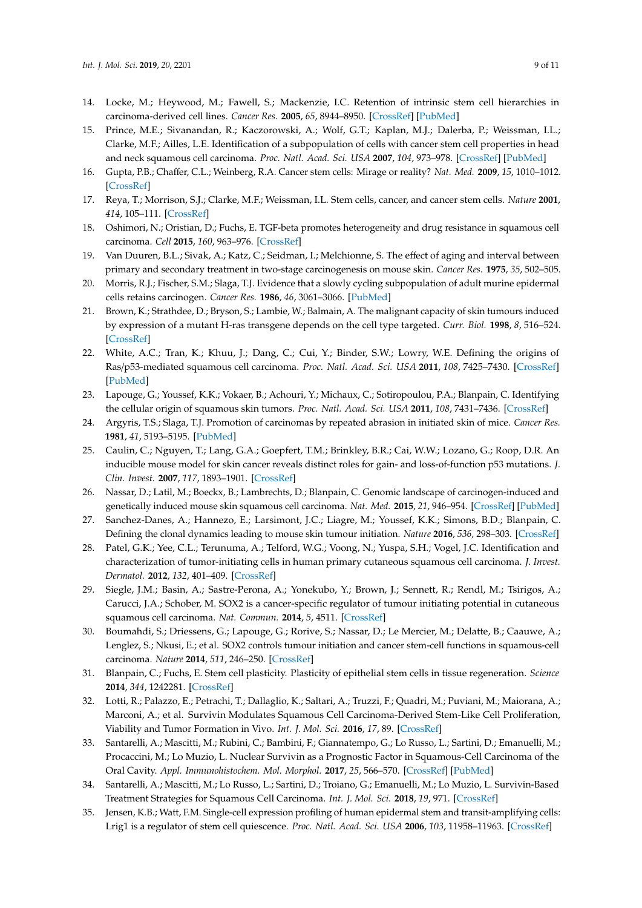14. Locke, M.; Heywood, M.; Fawell, S.; Mackenzie, I.C. Retention of intrinsic stem cell hierarchies in carcinoma-derived cell lines. *Cancer Res.* **2005**, *65*, 8944–8950. [CrossRef] [PubMed]
15. Prince, M.E.; Sivanandan, R.; Kaczorowski, A.; Wolf, G.T.; Kaplan, M.J.; Dalerba, P.; Weissman, I.L.; Clarke, M.F.; Ailles, L.E. Identification of a subpopulation of cells with cancer stem cell properties in head and neck squamous cell carcinoma. *Proc. Natl. Acad. Sci. USA* **2007**, *104*, 973–978. [CrossRef] [PubMed]
16. Gupta, P.B.; Chaffer, C.L.; Weinberg, R.A. Cancer stem cells: Mirage or reality? *Nat. Med.* **2009**, *15*, 1010–1012. [CrossRef]
17. Reya, T.; Morrison, S.J.; Clarke, M.F.; Weissman, I.L. Stem cells, cancer, and cancer stem cells. *Nature* **2001**, *414*, 105–111. [CrossRef]
18. Oshimori, N.; Oristian, D.; Fuchs, E. TGF-beta promotes heterogeneity and drug resistance in squamous cell carcinoma. *Cell* **2015**, *160*, 963–976. [CrossRef]
19. Van Duuren, B.L.; Sivak, A.; Katz, C.; Seidman, I.; Melchionne, S. The effect of aging and interval between primary and secondary treatment in two-stage carcinogenesis on mouse skin. *Cancer Res.* **1975**, *35*, 502–505.
20. Morris, R.J.; Fischer, S.M.; Slaga, T.J. Evidence that a slowly cycling subpopulation of adult murine epidermal cells retains carcinogen. *Cancer Res.* **1986**, *46*, 3061–3066. [PubMed]
21. Brown, K.; Strathdee, D.; Bryson, S.; Lambie, W.; Balmain, A. The malignant capacity of skin tumours induced by expression of a mutant H-ras transgene depends on the cell type targeted. *Curr. Biol.* **1998**, *8*, 516–524. [CrossRef]
22. White, A.C.; Tran, K.; Khuu, J.; Dang, C.; Cui, Y.; Binder, S.W.; Lowry, W.E. Defining the origins of Ras/p53-mediated squamous cell carcinoma. *Proc. Natl. Acad. Sci. USA* **2011**, *108*, 7425–7430. [CrossRef] [PubMed]
23. Lapouge, G.; Youssef, K.K.; Vokaer, B.; Achouri, Y.; Michaux, C.; Sotiropoulou, P.A.; Blanpain, C. Identifying the cellular origin of squamous skin tumors. *Proc. Natl. Acad. Sci. USA* **2011**, *108*, 7431–7436. [CrossRef]
24. Argyris, T.S.; Slaga, T.J. Promotion of carcinomas by repeated abrasion in initiated skin of mice. *Cancer Res.* **1981**, *41*, 5193–5195. [PubMed]
25. Caulin, C.; Nguyen, T.; Lang, G.A.; Goepfert, T.M.; Brinkley, B.R.; Cai, W.W.; Lozano, G.; Roop, D.R. An inducible mouse model for skin cancer reveals distinct roles for gain- and loss-of-function p53 mutations. *J. Clin. Invest.* **2007**, *117*, 1893–1901. [CrossRef]
26. Nassar, D.; Latil, M.; Boeckx, B.; Lambrechts, D.; Blanpain, C. Genomic landscape of carcinogen-induced and genetically induced mouse skin squamous cell carcinoma. *Nat. Med.* **2015**, *21*, 946–954. [CrossRef] [PubMed]
27. Sanchez-Danes, A.; Hannezo, E.; Larsimont, J.C.; Liagre, M.; Youssef, K.K.; Simons, B.D.; Blanpain, C. Defining the clonal dynamics leading to mouse skin tumour initiation. *Nature* **2016**, *536*, 298–303. [CrossRef]
28. Patel, G.K.; Yee, C.L.; Terunuma, A.; Telford, W.G.; Voong, N.; Yuspa, S.H.; Vogel, J.C. Identification and characterization of tumor-initiating cells in human primary cutaneous squamous cell carcinoma. *J. Invest. Dermatol.* **2012**, *132*, 401–409. [CrossRef]
29. Siegle, J.M.; Basin, A.; Sastre-Perona, A.; Yonekubo, Y.; Brown, J.; Sennett, R.; Rendl, M.; Tsirigos, A.; Carucci, J.A.; Schober, M. SOX2 is a cancer-specific regulator of tumour initiating potential in cutaneous squamous cell carcinoma. *Nat. Commun.* **2014**, *5*, 4511. [CrossRef]
30. Boumahdi, S.; Driessens, G.; Lapouge, G.; Rorive, S.; Nassar, D.; Le Mercier, M.; Delatte, B.; Caauwe, A.; Lenglez, S.; Nkusi, E.; et al. SOX2 controls tumour initiation and cancer stem-cell functions in squamous-cell carcinoma. *Nature* **2014**, *511*, 246–250. [CrossRef]
31. Blanpain, C.; Fuchs, E. Stem cell plasticity. Plasticity of epithelial stem cells in tissue regeneration. *Science* **2014**, *344*, 1242281. [CrossRef]
32. Lotti, R.; Palazzo, E.; Petrachi, T.; Dallaglio, K.; Saltari, A.; Truzzi, F.; Quadri, M.; Puviani, M.; Maiorana, A.; Marconi, A.; et al. Survivin Modulates Squamous Cell Carcinoma-Derived Stem-Like Cell Proliferation, Viability and Tumor Formation in Vivo. *Int. J. Mol. Sci.* **2016**, *17*, 89. [CrossRef]
33. Santarelli, A.; Mascitti, M.; Rubini, C.; Bambini, F.; Giannatempo, G.; Lo Russo, L.; Sartini, D.; Emanuelli, M.; Procaccini, M.; Lo Muzio, L. Nuclear Survivin as a Prognostic Factor in Squamous-Cell Carcinoma of the Oral Cavity. *Appl. Immunohistochem. Mol. Morphol.* **2017**, *25*, 566–570. [CrossRef] [PubMed]
34. Santarelli, A.; Mascitti, M.; Lo Russo, L.; Sartini, D.; Troiano, G.; Emanuelli, M.; Lo Muzio, L. Survivin-Based Treatment Strategies for Squamous Cell Carcinoma. *Int. J. Mol. Sci.* **2018**, *19*, 971. [CrossRef]
35. Jensen, K.B.; Watt, F.M. Single-cell expression profiling of human epidermal stem and transit-amplifying cells: Lrig1 is a regulator of stem cell quiescence. *Proc. Natl. Acad. Sci. USA* **2006**, *103*, 11958–11963. [CrossRef]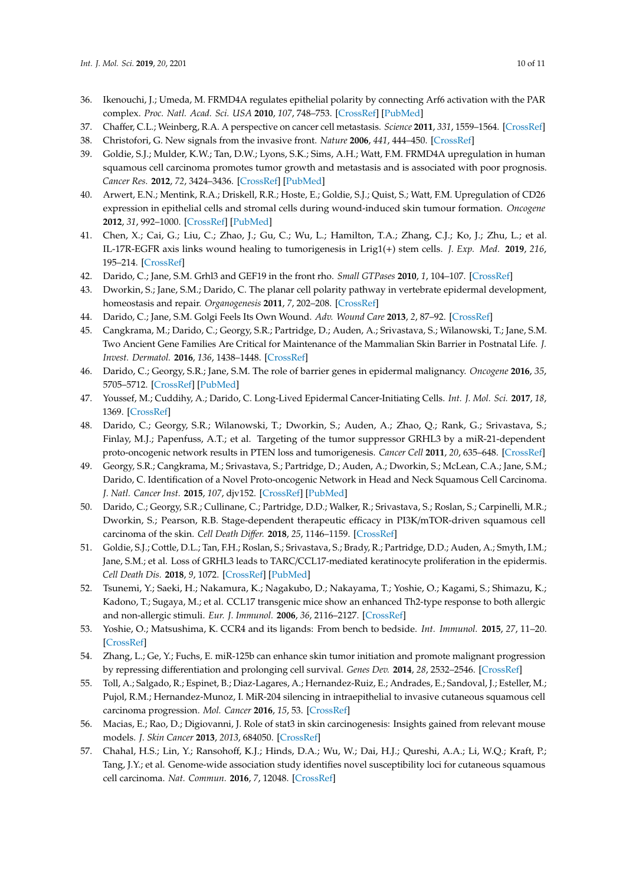36. Ikenouchi, J.; Umeda, M. FRMD4A regulates epithelial polarity by connecting Arf6 activation with the PAR complex. *Proc. Natl. Acad. Sci. USA* **2010**, *107*, 748–753. [CrossRef] [PubMed]
37. Chaffer, C.L.; Weinberg, R.A. A perspective on cancer cell metastasis. *Science* **2011**, *331*, 1559–1564. [CrossRef]
38. Christofori, G. New signals from the invasive front. *Nature* **2006**, *441*, 444–450. [CrossRef]
39. Goldie, S.J.; Mulder, K.W.; Tan, D.W.; Lyons, S.K.; Sims, A.H.; Watt, F.M. FRMD4A upregulation in human squamous cell carcinoma promotes tumor growth and metastasis and is associated with poor prognosis. *Cancer Res.* **2012**, *72*, 3424–3436. [CrossRef] [PubMed]
40. Arwert, E.N.; Mentink, R.A.; Driskell, R.R.; Hoste, E.; Goldie, S.J.; Quist, S.; Watt, F.M. Upregulation of CD26 expression in epithelial cells and stromal cells during wound-induced skin tumour formation. *Oncogene* **2012**, *31*, 992–1000. [CrossRef] [PubMed]
41. Chen, X.; Cai, G.; Liu, C.; Zhao, J.; Gu, C.; Wu, L.; Hamilton, T.A.; Zhang, C.J.; Ko, J.; Zhu, L.; et al. IL-17R-EGFR axis links wound healing to tumorigenesis in Lrig1(+) stem cells. *J. Exp. Med.* **2019**, *216*, 195–214. [CrossRef]
42. Darido, C.; Jane, S.M. Grhl3 and GEF19 in the front rho. *Small GTPases* **2010**, *1*, 104–107. [CrossRef]
43. Dworkin, S.; Jane, S.M.; Darido, C. The planar cell polarity pathway in vertebrate epidermal development, homeostasis and repair. *Organogenesis* **2011**, *7*, 202–208. [CrossRef]
44. Darido, C.; Jane, S.M. Golgi Feels Its Own Wound. *Adv. Wound Care* **2013**, *2*, 87–92. [CrossRef]
45. Cangkrama, M.; Darido, C.; Georgy, S.R.; Partridge, D.; Auden, A.; Srivastava, S.; Wilanowski, T.; Jane, S.M. Two Ancient Gene Families Are Critical for Maintenance of the Mammalian Skin Barrier in Postnatal Life. *J. Invest. Dermatol.* **2016**, *136*, 1438–1448. [CrossRef]
46. Darido, C.; Georgy, S.R.; Jane, S.M. The role of barrier genes in epidermal malignancy. *Oncogene* **2016**, *35*, 5705–5712. [CrossRef] [PubMed]
47. Youssef, M.; Cuddihy, A.; Darido, C. Long-Lived Epidermal Cancer-Initiating Cells. *Int. J. Mol. Sci.* **2017**, *18*, 1369. [CrossRef]
48. Darido, C.; Georgy, S.R.; Wilanowski, T.; Dworkin, S.; Auden, A.; Zhao, Q.; Rank, G.; Srivastava, S.; Finlay, M.J.; Papenfuss, A.T.; et al. Targeting of the tumor suppressor GRHL3 by a miR-21-dependent proto-oncogenic network results in PTEN loss and tumorigenesis. *Cancer Cell* **2011**, *20*, 635–648. [CrossRef]
49. Georgy, S.R.; Cangkrama, M.; Srivastava, S.; Partridge, D.; Auden, A.; Dworkin, S.; McLean, C.A.; Jane, S.M.; Darido, C. Identification of a Novel Proto-oncogenic Network in Head and Neck Squamous Cell Carcinoma. *J. Natl. Cancer Inst.* **2015**, *107*, djv152. [CrossRef] [PubMed]
50. Darido, C.; Georgy, S.R.; Cullinane, C.; Partridge, D.D.; Walker, R.; Srivastava, S.; Roslan, S.; Carpinelli, M.R.; Dworkin, S.; Pearson, R.B. Stage-dependent therapeutic efficacy in PI3K/mTOR-driven squamous cell carcinoma of the skin. *Cell Death Differ.* **2018**, *25*, 1146–1159. [CrossRef]
51. Goldie, S.J.; Cottle, D.L.; Tan, F.H.; Roslan, S.; Srivastava, S.; Brady, R.; Partridge, D.D.; Auden, A.; Smyth, I.M.; Jane, S.M.; et al. Loss of GRHL3 leads to TARC/CCL17-mediated keratinocyte proliferation in the epidermis. *Cell Death Dis.* **2018**, *9*, 1072. [CrossRef] [PubMed]
52. Tsunemi, Y.; Saeki, H.; Nakamura, K.; Nagakubo, D.; Nakayama, T.; Yoshie, O.; Kagami, S.; Shimazu, K.; Kadono, T.; Sugaya, M.; et al. CCL17 transgenic mice show an enhanced Th2-type response to both allergic and non-allergic stimuli. *Eur. J. Immunol.* **2006**, *36*, 2116–2127. [CrossRef]
53. Yoshie, O.; Matsushima, K. CCR4 and its ligands: From bench to bedside. *Int. Immunol.* **2015**, *27*, 11–20. [CrossRef]
54. Zhang, L.; Ge, Y.; Fuchs, E. miR-125b can enhance skin tumor initiation and promote malignant progression by repressing differentiation and prolonging cell survival. *Genes Dev.* **2014**, *28*, 2532–2546. [CrossRef]
55. Toll, A.; Salgado, R.; Espinet, B.; Diaz-Lagares, A.; Hernandez-Ruiz, E.; Andrades, E.; Sandoval, J.; Esteller, M.; Pujol, R.M.; Hernandez-Munoz, I. MiR-204 silencing in intraepithelial to invasive cutaneous squamous cell carcinoma progression. *Mol. Cancer* **2016**, *15*, 53. [CrossRef]
56. Macias, E.; Rao, D.; Digiovanni, J. Role of stat3 in skin carcinogenesis: Insights gained from relevant mouse models. *J. Skin Cancer* **2013**, *2013*, 684050. [CrossRef]
57. Chahal, H.S.; Lin, Y.; Ransohoff, K.J.; Hinds, D.A.; Wu, W.; Dai, H.J.; Qureshi, A.A.; Li, W.Q.; Kraft, P.; Tang, J.Y.; et al. Genome-wide association study identifies novel susceptibility loci for cutaneous squamous cell carcinoma. *Nat. Commun.* **2016**, *7*, 12048. [CrossRef]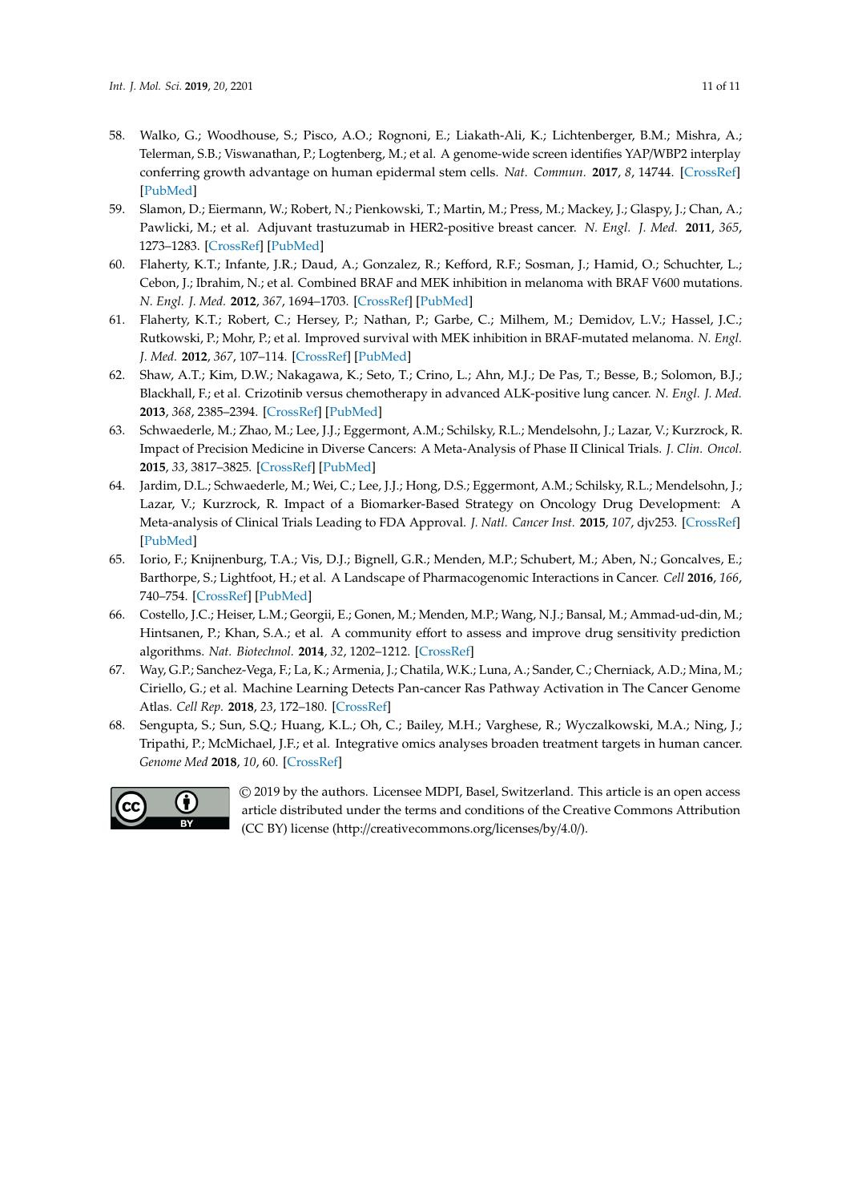58. Walko, G.; Woodhouse, S.; Pisco, A.O.; Rognoni, E.; Liakath-Ali, K.; Lichtenberger, B.M.; Mishra, A.; Telerman, S.B.; Viswanathan, P.; Logtenberg, M.; et al. A genome-wide screen identifies YAP/WBP2 interplay conferring growth advantage on human epidermal stem cells. *Nat. Commun.* **2017**, *8*, 14744. [CrossRef] [PubMed]
59. Slamon, D.; Eiermann, W.; Robert, N.; Pienkowski, T.; Martin, M.; Press, M.; Mackey, J.; Glaspy, J.; Chan, A.; Pawlicki, M.; et al. Adjuvant trastuzumab in HER2-positive breast cancer. *N. Engl. J. Med.* **2011**, *365*, 1273–1283. [CrossRef] [PubMed]
60. Flaherty, K.T.; Infante, J.R.; Daud, A.; Gonzalez, R.; Kefford, R.F.; Sosman, J.; Hamid, O.; Schuchter, L.; Cebon, J.; Ibrahim, N.; et al. Combined BRAF and MEK inhibition in melanoma with BRAF V600 mutations. *N. Engl. J. Med.* **2012**, *367*, 1694–1703. [CrossRef] [PubMed]
61. Flaherty, K.T.; Robert, C.; Hersey, P.; Nathan, P.; Garbe, C.; Milhem, M.; Demidov, L.V.; Hassel, J.C.; Rutkowski, P.; Mohr, P.; et al. Improved survival with MEK inhibition in BRAF-mutated melanoma. *N. Engl. J. Med.* **2012**, *367*, 107–114. [CrossRef] [PubMed]
62. Shaw, A.T.; Kim, D.W.; Nakagawa, K.; Seto, T.; Crino, L.; Ahn, M.J.; De Pas, T.; Besse, B.; Solomon, B.J.; Blackhall, F.; et al. Crizotinib versus chemotherapy in advanced ALK-positive lung cancer. *N. Engl. J. Med.* **2013**, *368*, 2385–2394. [CrossRef] [PubMed]
63. Schwaederle, M.; Zhao, M.; Lee, J.J.; Eggermont, A.M.; Schilsky, R.L.; Mendelsohn, J.; Lazar, V.; Kurzrock, R. Impact of Precision Medicine in Diverse Cancers: A Meta-Analysis of Phase II Clinical Trials. *J. Clin. Oncol.* **2015**, *33*, 3817–3825. [CrossRef] [PubMed]
64. Jardim, D.L.; Schwaederle, M.; Wei, C.; Lee, J.J.; Hong, D.S.; Eggermont, A.M.; Schilsky, R.L.; Mendelsohn, J.; Lazar, V.; Kurzrock, R. Impact of a Biomarker-Based Strategy on Oncology Drug Development: A Meta-analysis of Clinical Trials Leading to FDA Approval. *J. Natl. Cancer Inst.* **2015**, *107*, djv253. [CrossRef] [PubMed]
65. Iorio, F.; Knijnenburg, T.A.; Vis, D.J.; Bignell, G.R.; Menden, M.P.; Schubert, M.; Aben, N.; Goncalves, E.; Barthorpe, S.; Lightfoot, H.; et al. A Landscape of Pharmacogenomic Interactions in Cancer. *Cell* **2016**, *166*, 740–754. [CrossRef] [PubMed]
66. Costello, J.C.; Heiser, L.M.; Georgii, E.; Gonen, M.; Menden, M.P.; Wang, N.J.; Bansal, M.; Ammad-ud-din, M.; Hintsanen, P.; Khan, S.A.; et al. A community effort to assess and improve drug sensitivity prediction algorithms. *Nat. Biotechnol.* **2014**, *32*, 1202–1212. [CrossRef]
67. Way, G.P.; Sanchez-Vega, F.; La, K.; Armenia, J.; Chatila, W.K.; Luna, A.; Sander, C.; Cherniack, A.D.; Mina, M.; Ciriello, G.; et al. Machine Learning Detects Pan-cancer Ras Pathway Activation in The Cancer Genome Atlas. *Cell Rep.* **2018**, *23*, 172–180. [CrossRef]
68. Sengupta, S.; Sun, S.Q.; Huang, K.L.; Oh, C.; Bailey, M.H.; Varghese, R.; Wyczalkowski, M.A.; Ning, J.; Tripathi, P.; McMichael, J.F.; et al. Integrative omics analyses broaden treatment targets in human cancer. *Genome Med* **2018**, *10*, 60. [CrossRef]

© 2019 by the authors. Licensee MDPI, Basel, Switzerland. This article is an open access article distributed under the terms and conditions of the Creative Commons Attribution (CC BY) license (http://creativecommons.org/licenses/by/4.0/).